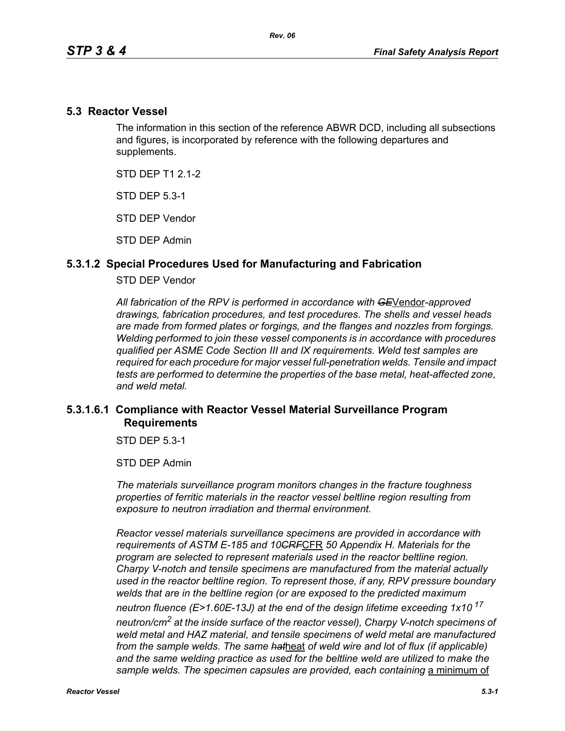## 5.3 Reactor Vessel

The information in this section of the reference ABWR DCD, including all subsections and figures, is incorporated by reference with the following departures and supplements.

STD DEP T1 2.1-2

STD DEP 5.3-1

STD DEP Vendor

STD DEP Admin

### 5.3.1.2 Special Procedures Used for Manufacturing and Fabrication

STD DEP Vendor

*All fabrication of the RPV is performed in accordance with ~~GE~~Vendor-approved drawings, fabrication procedures, and test procedures. The shells and vessel heads are made from formed plates or forgings, and the flanges and nozzles from forgings. Welding performed to join these vessel components is in accordance with procedures qualified per ASME Code Section III and IX requirements. Weld test samples are required for each procedure for major vessel full-penetration welds. Tensile and impact tests are performed to determine the properties of the base metal, heat-affected zone, and weld metal.*

### 5.3.1.6.1 Compliance with Reactor Vessel Material Surveillance Program Requirements

STD DEP 5.3-1

STD DEP Admin

*The materials surveillance program monitors changes in the fracture toughness properties of ferritic materials in the reactor vessel beltline region resulting from exposure to neutron irradiation and thermal environment.*

*Reactor vessel materials surveillance specimens are provided in accordance with requirements of ASTM E-185 and 10~~CRF~~CFR 50 Appendix H. Materials for the program are selected to represent materials used in the reactor beltline region. Charpy V-notch and tensile specimens are manufactured from the material actually used in the reactor beltline region. To represent those, if any, RPV pressure boundary welds that are in the beltline region (or are exposed to the predicted maximum neutron fluence (E>1.60E-13J) at the end of the design lifetime exceeding $1x10^{17}$ neutron/$cm^2$ at the inside surface of the reactor vessel), Charpy V-notch specimens of weld metal and HAZ material, and tensile specimens of weld metal are manufactured from the sample welds. The same ~~hat~~heat of weld wire and lot of flux (if applicable) and the same welding practice as used for the beltline weld are utilized to make the sample welds. The specimen capsules are provided, each containing* a minimum of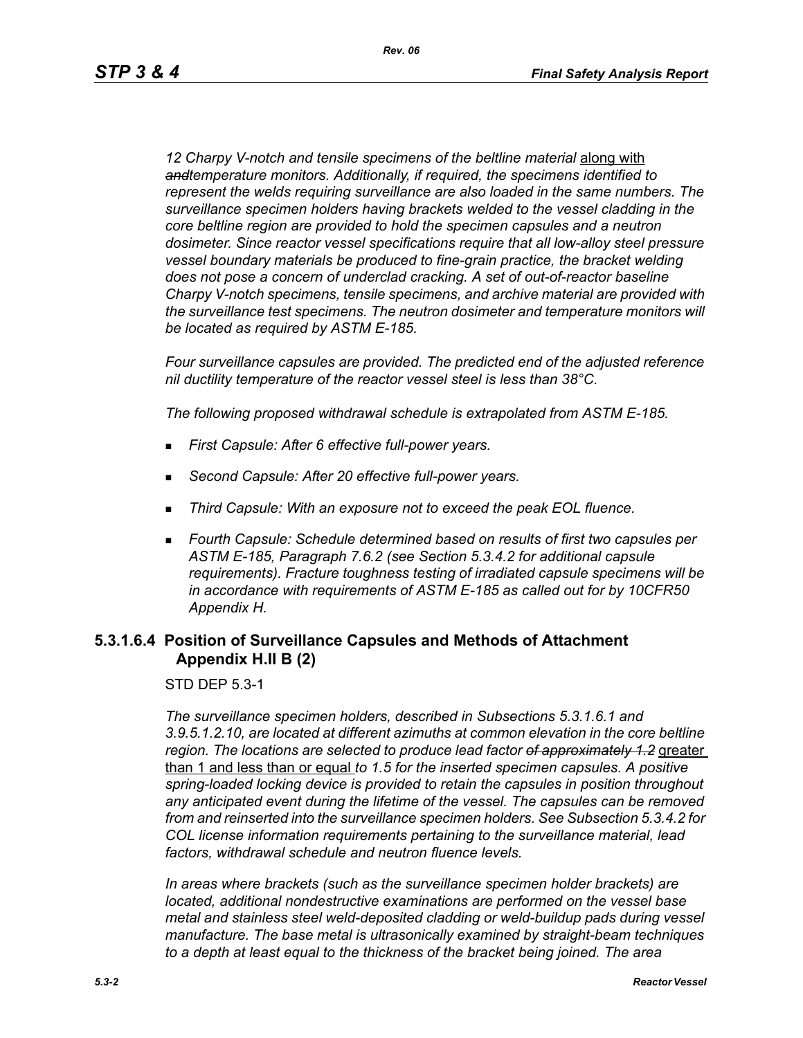*12 Charpy V-notch and tensile specimens of the beltline material* along with ~~*and*~~*temperature monitors. Additionally, if required, the specimens identified to represent the welds requiring surveillance are also loaded in the same numbers. The surveillance specimen holders having brackets welded to the vessel cladding in the core beltline region are provided to hold the specimen capsules and a neutron dosimeter. Since reactor vessel specifications require that all low-alloy steel pressure vessel boundary materials be produced to fine-grain practice, the bracket welding does not pose a concern of underclad cracking. A set of out-of-reactor baseline Charpy V-notch specimens, tensile specimens, and archive material are provided with the surveillance test specimens. The neutron dosimeter and temperature monitors will be located as required by ASTM E-185.*

*Four surveillance capsules are provided. The predicted end of the adjusted reference nil ductility temperature of the reactor vessel steel is less than 38°C.*

*The following proposed withdrawal schedule is extrapolated from ASTM E-185.*

- *First Capsule: After 6 effective full-power years.*
- *Second Capsule: After 20 effective full-power years.*
- *Third Capsule: With an exposure not to exceed the peak EOL fluence.*
- *Fourth Capsule: Schedule determined based on results of first two capsules per ASTM E-185, Paragraph 7.6.2 (see Section 5.3.4.2 for additional capsule requirements). Fracture toughness testing of irradiated capsule specimens will be in accordance with requirements of ASTM E-185 as called out for by 10CFR50 Appendix H.*

### 5.3.1.6.4 Position of Surveillance Capsules and Methods of Attachment Appendix H.II B (2)

STD DEP 5.3-1

*The surveillance specimen holders, described in Subsections 5.3.1.6.1 and 3.9.5.1.2.10, are located at different azimuths at common elevation in the core beltline region. The locations are selected to produce lead factor* ~~*of approximately 1.2*~~ greater than 1 and less than or equal *to 1.5 for the inserted specimen capsules. A positive spring-loaded locking device is provided to retain the capsules in position throughout any anticipated event during the lifetime of the vessel. The capsules can be removed from and reinserted into the surveillance specimen holders. See Subsection 5.3.4.2 for COL license information requirements pertaining to the surveillance material, lead factors, withdrawal schedule and neutron fluence levels.*

*In areas where brackets (such as the surveillance specimen holder brackets) are located, additional nondestructive examinations are performed on the vessel base metal and stainless steel weld-deposited cladding or weld-buildup pads during vessel manufacture. The base metal is ultrasonically examined by straight-beam techniques to a depth at least equal to the thickness of the bracket being joined. The area*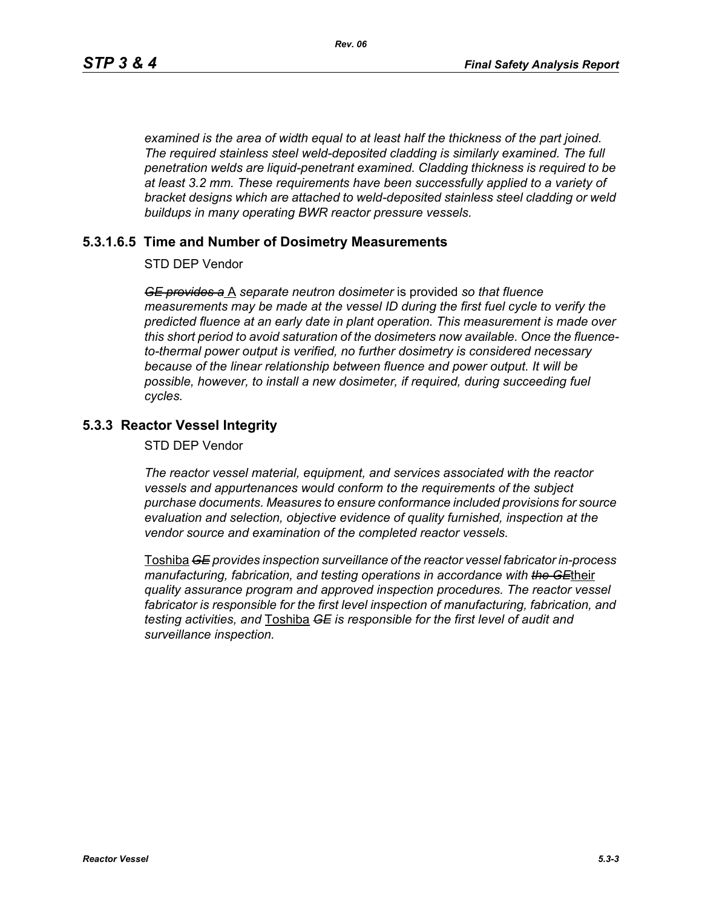*examined is the area of width equal to at least half the thickness of the part joined. The required stainless steel weld-deposited cladding is similarly examined. The full penetration welds are liquid-penetrant examined. Cladding thickness is required to be at least 3.2 mm. These requirements have been successfully applied to a variety of bracket designs which are attached to weld-deposited stainless steel cladding or weld buildups in many operating BWR reactor pressure vessels.*

### 5.3.1.6.5 Time and Number of Dosimetry Measurements

STD DEP Vendor

~~*GE provides a*~~ A *separate neutron dosimeter* is provided *so that fluence measurements may be made at the vessel ID during the first fuel cycle to verify the predicted fluence at an early date in plant operation. This measurement is made over this short period to avoid saturation of the dosimeters now available. Once the fluence-to-thermal power output is verified, no further dosimetry is considered necessary because of the linear relationship between fluence and power output. It will be possible, however, to install a new dosimeter, if required, during succeeding fuel cycles.*

## 5.3.3 Reactor Vessel Integrity

STD DEP Vendor

*The reactor vessel material, equipment, and services associated with the reactor vessels and appurtenances would conform to the requirements of the subject purchase documents. Measures to ensure conformance included provisions for source evaluation and selection, objective evidence of quality furnished, inspection at the vendor source and examination of the completed reactor vessels.*

Toshiba ~~*GE*~~ *provides inspection surveillance of the reactor vessel fabricator in-process manufacturing, fabrication, and testing operations in accordance with* ~~*the GE*~~their *quality assurance program and approved inspection procedures. The reactor vessel fabricator is responsible for the first level inspection of manufacturing, fabrication, and testing activities, and* Toshiba ~~*GE*~~ *is responsible for the first level of audit and surveillance inspection.*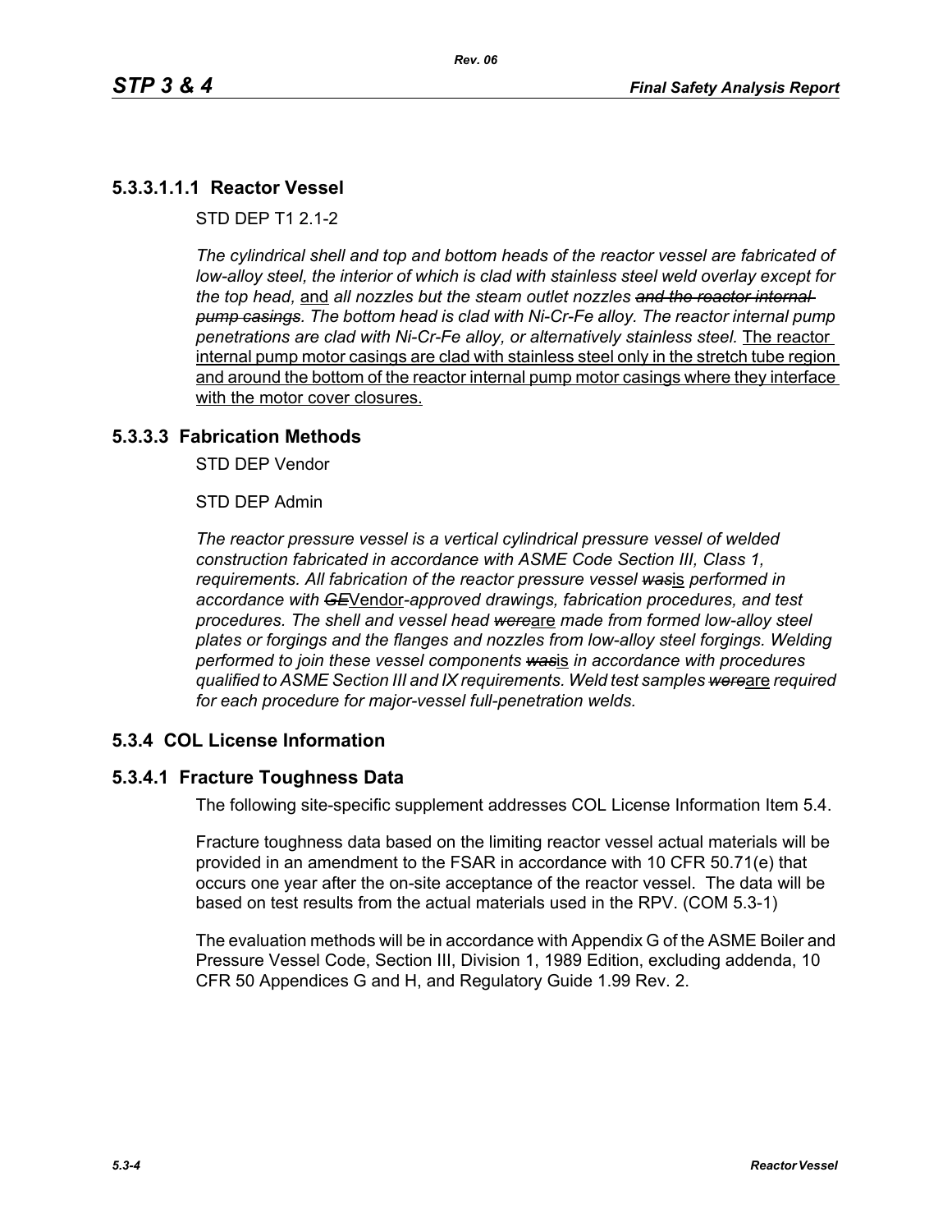## 5.3.3.1.1.1 Reactor Vessel

STD DEP T1 2.1-2

*The cylindrical shell and top and bottom heads of the reactor vessel are fabricated of low-alloy steel, the interior of which is clad with stainless steel weld overlay except for the top head,* <u>and</u> *all nozzles but the steam outlet nozzles ~~and the reactor internal pump casings~~. The bottom head is clad with Ni-Cr-Fe alloy. The reactor internal pump penetrations are clad with Ni-Cr-Fe alloy, or alternatively stainless steel.* <u>The reactor internal pump motor casings are clad with stainless steel only in the stretch tube region and around the bottom of the reactor internal pump motor casings where they interface with the motor cover closures.</u>

## 5.3.3.3 Fabrication Methods

STD DEP Vendor

STD DEP Admin

*The reactor pressure vessel is a vertical cylindrical pressure vessel of welded construction fabricated in accordance with ASME Code Section III, Class 1, requirements. All fabrication of the reactor pressure vessel ~~was~~*<u>is</u> *performed in accordance with ~~GE~~*<u>Vendor</u>*-approved drawings, fabrication procedures, and test procedures. The shell and vessel head ~~were~~*<u>are</u> *made from formed low-alloy steel plates or forgings and the flanges and nozzles from low-alloy steel forgings. Welding performed to join these vessel components ~~was~~*<u>is</u> *in accordance with procedures qualified to ASME Section III and IX requirements. Weld test samples ~~were~~*<u>are</u> *required for each procedure for major-vessel full-penetration welds.*

## 5.3.4 COL License Information

## 5.3.4.1 Fracture Toughness Data

The following site-specific supplement addresses COL License Information Item 5.4.

Fracture toughness data based on the limiting reactor vessel actual materials will be provided in an amendment to the FSAR in accordance with 10 CFR 50.71(e) that occurs one year after the on-site acceptance of the reactor vessel. The data will be based on test results from the actual materials used in the RPV. (COM 5.3-1)

The evaluation methods will be in accordance with Appendix G of the ASME Boiler and Pressure Vessel Code, Section III, Division 1, 1989 Edition, excluding addenda, 10 CFR 50 Appendices G and H, and Regulatory Guide 1.99 Rev. 2.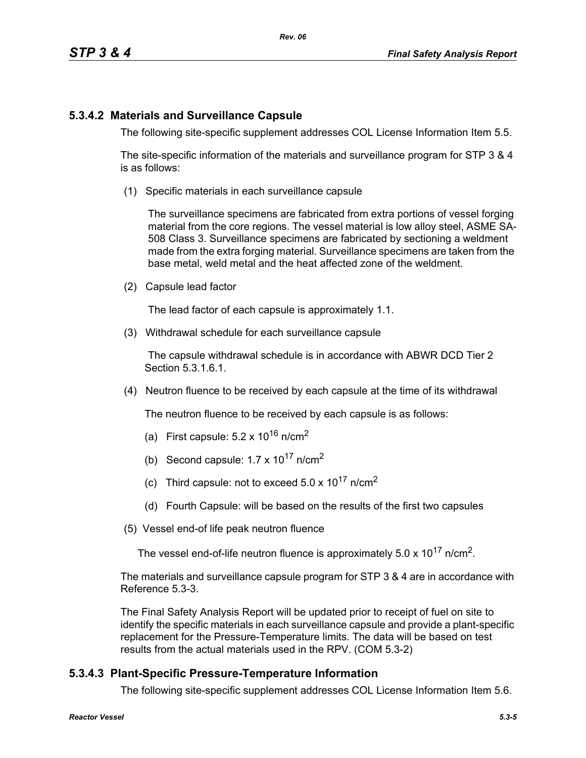### 5.3.4.2 Materials and Surveillance Capsule

The following site-specific supplement addresses COL License Information Item 5.5.

The site-specific information of the materials and surveillance program for STP 3 & 4 is as follows:

(1) Specific materials in each surveillance capsule

The surveillance specimens are fabricated from extra portions of vessel forging material from the core regions. The vessel material is low alloy steel, ASME SA-508 Class 3. Surveillance specimens are fabricated by sectioning a weldment made from the extra forging material. Surveillance specimens are taken from the base metal, weld metal and the heat affected zone of the weldment.

(2) Capsule lead factor

The lead factor of each capsule is approximately 1.1.

(3) Withdrawal schedule for each surveillance capsule

The capsule withdrawal schedule is in accordance with ABWR DCD Tier 2 Section 5.3.1.6.1.

(4) Neutron fluence to be received by each capsule at the time of its withdrawal

The neutron fluence to be received by each capsule is as follows:

(a) First capsule: $5.2 \times 10^{16}$ n/cm$^2$

(b) Second capsule: $1.7 \times 10^{17}$ n/cm$^2$

(c) Third capsule: not to exceed $5.0 \times 10^{17}$ n/cm$^2$

(d) Fourth Capsule: will be based on the results of the first two capsules

(5) Vessel end-of life peak neutron fluence

The vessel end-of-life neutron fluence is approximately $5.0 \times 10^{17}$ n/cm$^2$.

The materials and surveillance capsule program for STP 3 & 4 are in accordance with Reference 5.3-3.

The Final Safety Analysis Report will be updated prior to receipt of fuel on site to identify the specific materials in each surveillance capsule and provide a plant-specific replacement for the Pressure-Temperature limits. The data will be based on test results from the actual materials used in the RPV. (COM 5.3-2)

### 5.3.4.3 Plant-Specific Pressure-Temperature Information

The following site-specific supplement addresses COL License Information Item 5.6.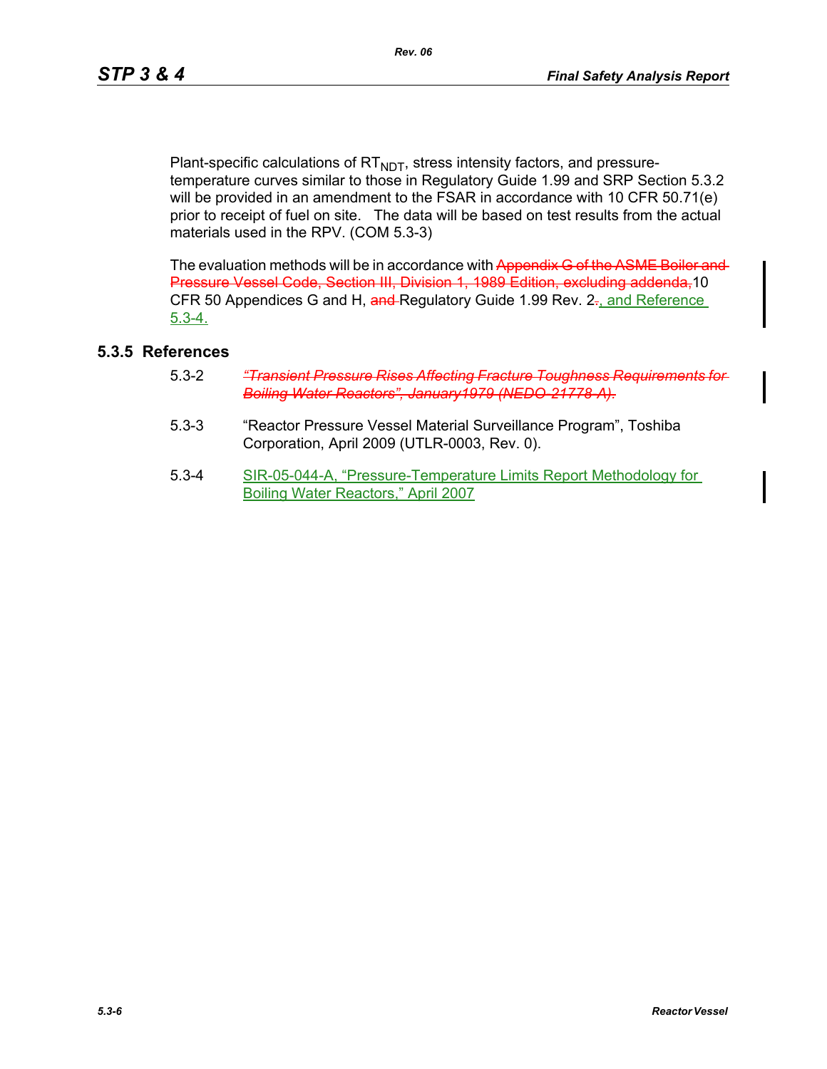Plant-specific calculations of $RT_{NDT}$, stress intensity factors, and pressure-temperature curves similar to those in Regulatory Guide 1.99 and SRP Section 5.3.2 will be provided in an amendment to the FSAR in accordance with 10 CFR 50.71(e) prior to receipt of fuel on site. The data will be based on test results from the actual materials used in the RPV. (COM 5.3-3)

The evaluation methods will be in accordance with ~~Appendix G of the ASME Boiler and Pressure Vessel Code, Section III, Division 1, 1989 Edition, excluding addenda,~~ 10 CFR 50 Appendices G and H, ~~and~~ Regulatory Guide 1.99 Rev. 2~~.~~, and Reference 5.3-4.

## 5.3.5 References

5.3-2 ~~*"Transient Pressure Rises Affecting Fracture Toughness Requirements for Boiling Water Reactors", January1979 (NEDO-21778-A).*~~

5.3-3 "Reactor Pressure Vessel Material Surveillance Program", Toshiba Corporation, April 2009 (UTLR-0003, Rev. 0).

5.3-4 SIR-05-044-A, "Pressure-Temperature Limits Report Methodology for Boiling Water Reactors," April 2007